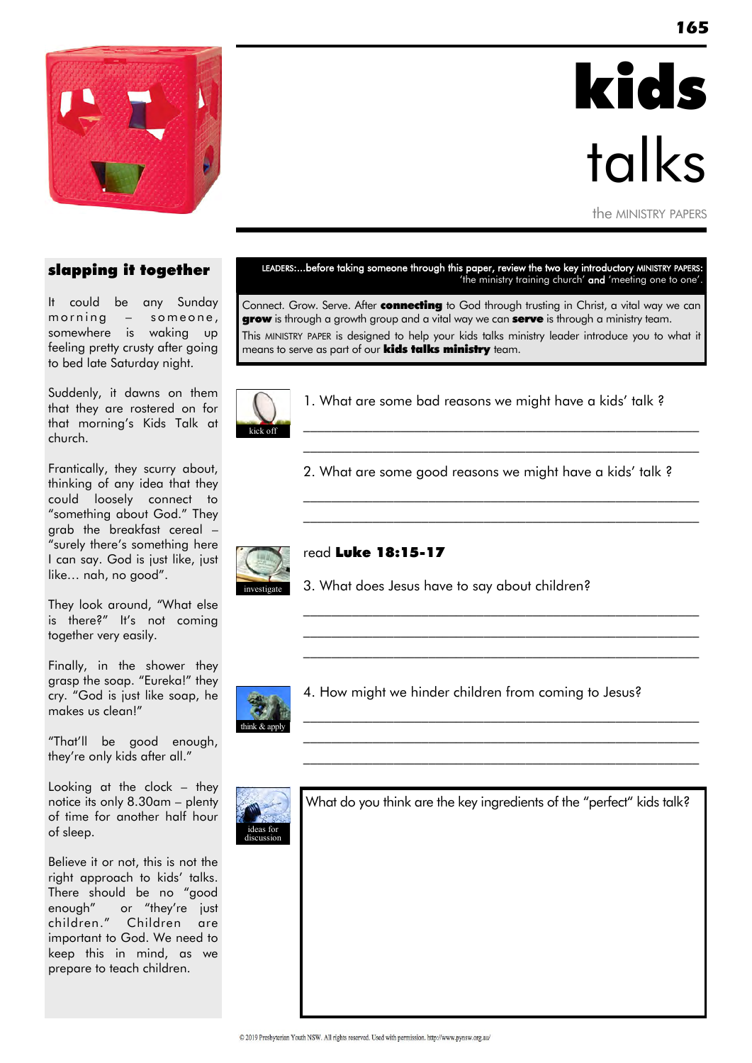# kids talks

the MINISTRY PAPERS

## slapping it together

It could be any Sunday morning – someone, somewhere is waking up feeling pretty crusty after going to bed late Saturday night.

Suddenly, it dawns on them that they are rostered on for that morning's Kids Talk at church.

Frantically, they scurry about, thinking of any idea that they could loosely connect to "something about God." They grab the breakfast cereal – "surely there's something here I can say. God is just like, just like… nah, no good".

They look around, "What else is there?" It's not coming together very easily.

Finally, in the shower they grasp the soap. "Eureka!" they cry. "God is just like soap, he makes us clean!"

"That'll be good enough, they're only kids after all."

Looking at the clock – they notice its only 8.30am – plenty of time for another half hour of sleep.

Believe it or not, this is not the right approach to kids' talks. There should be no "good enough" or "they're just children." Children are important to God. We need to keep this in mind, as we prepare to teach children.

---

LEADERS:...before taking someone through this paper, review the two key introductory MINISTRY PAPERS: 'the ministry training church' **and** 'meeting one to one'.

Connect. Grow. Serve. After **connecting** to God through trusting in Christ, a vital way we can **grow** is through a growth group and a vital way we can **serve** is through a ministry team.

This MINISTRY PAPER is designed to help your kids talks ministry leader introduce you to what it means to serve as part of our **kids talks ministry** team.

### kick off

1. What are some bad reasons we might have a kids' talk ?

___________________________________________

___________________________________________

2. What are some good reasons we might have a kids' talk ?

___________________________________________

___________________________________________

### investigate

read **Luke 18:15-17**

3. What does Jesus have to say about children?

___________________________________________

___________________________________________

___________________________________________

### think & apply

4. How might we hinder children from coming to Jesus?

___________________________________________

___________________________________________

___________________________________________

### ideas for discussion

What do you think are the key ingredients of the "perfect" kids talk?

© 2019 Presbyterian Youth NSW. All rights reserved. Used with permission. http://www.pynsw.org.au/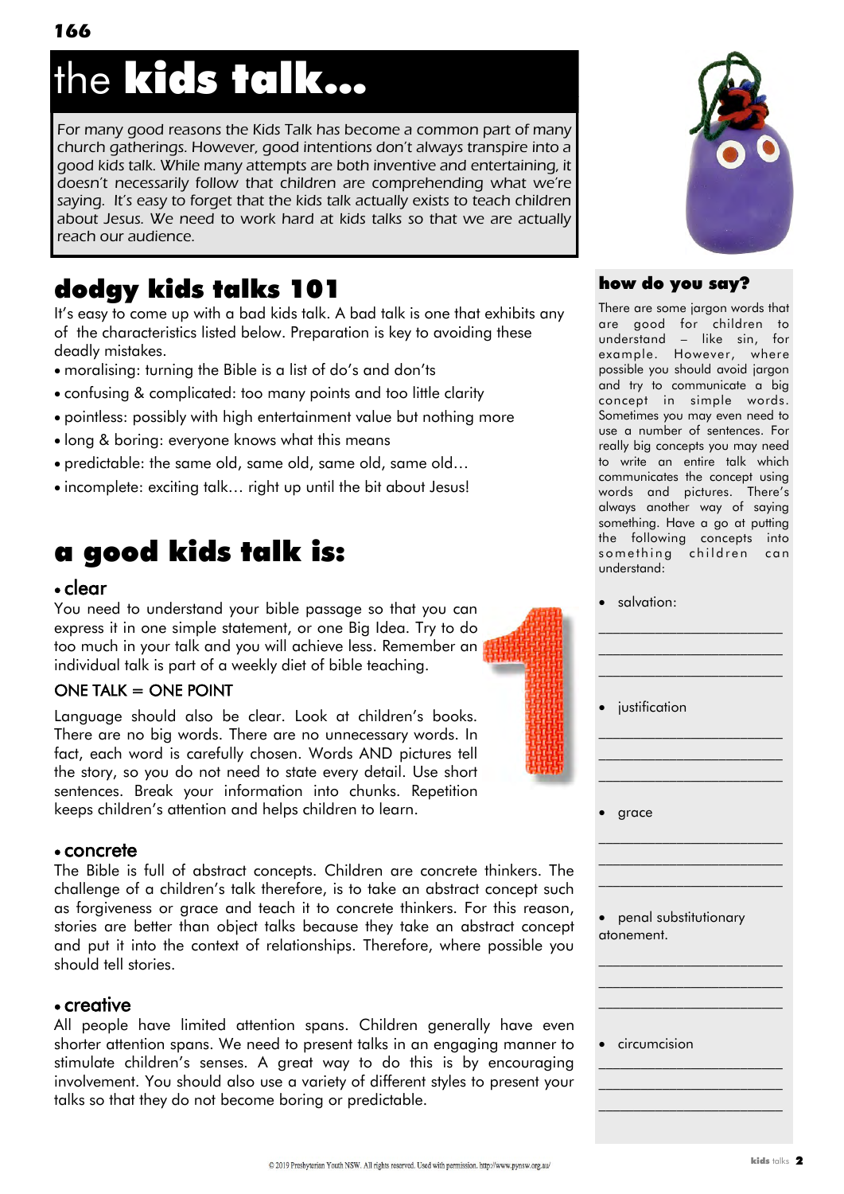# the **kids talk...**

For many good reasons the Kids Talk has become a common part of many church gatherings. However, good intentions don't always transpire into a good kids talk. While many attempts are both inventive and entertaining, it doesn't necessarily follow that children are comprehending what we're saying. It's easy to forget that the kids talk actually exists to teach children about Jesus. We need to work hard at kids talks so that we are actually reach our audience.

## dodgy kids talks 101

It's easy to come up with a bad kids talk. A bad talk is one that exhibits any of the characteristics listed below. Preparation is key to avoiding these deadly mistakes.

- moralising: turning the Bible is a list of do's and don'ts
- confusing & complicated: too many points and too little clarity
- pointless: possibly with high entertainment value but nothing more
- long & boring: everyone knows what this means
- predictable: the same old, same old, same old, same old…
- incomplete: exciting talk… right up until the bit about Jesus!

## a good kids talk is:

### • clear

You need to understand your bible passage so that you can express it in one simple statement, or one Big Idea. Try to do too much in your talk and you will achieve less. Remember an individual talk is part of a weekly diet of bible teaching.

ONE TALK = ONE POINT

Language should also be clear. Look at children's books. There are no big words. There are no unnecessary words. In fact, each word is carefully chosen. Words AND pictures tell the story, so you do not need to state every detail. Use short sentences. Break your information into chunks. Repetition keeps children's attention and helps children to learn.

### • concrete

The Bible is full of abstract concepts. Children are concrete thinkers. The challenge of a children's talk therefore, is to take an abstract concept such as forgiveness or grace and teach it to concrete thinkers. For this reason, stories are better than object talks because they take an abstract concept and put it into the context of relationships. Therefore, where possible you should tell stories.

### • creative

All people have limited attention spans. Children generally have even shorter attention spans. We need to present talks in an engaging manner to stimulate children's senses. A great way to do this is by encouraging involvement. You should also use a variety of different styles to present your talks so that they do not become boring or predictable.

### how do you say?

There are some jargon words that are good for children to understand – like sin, for example. However, where possible you should avoid jargon and try to communicate a big concept in simple words. Sometimes you may even need to use a number of sentences. For really big concepts you may need to write an entire talk which communicates the concept using words and pictures. There's always another way of saying something. Have a go at putting the following concepts into something children can understand:

- salvation:

\_\_\_\_\_\_\_\_\_\_\_\_\_\_\_\_\_\_\_\_\_\_\_\_
\_\_\_\_\_\_\_\_\_\_\_\_\_\_\_\_\_\_\_\_\_\_\_\_
\_\_\_\_\_\_\_\_\_\_\_\_\_\_\_\_\_\_\_\_\_\_\_\_

- justification

\_\_\_\_\_\_\_\_\_\_\_\_\_\_\_\_\_\_\_\_\_\_\_\_
\_\_\_\_\_\_\_\_\_\_\_\_\_\_\_\_\_\_\_\_\_\_\_\_
\_\_\_\_\_\_\_\_\_\_\_\_\_\_\_\_\_\_\_\_\_\_\_\_

- grace

\_\_\_\_\_\_\_\_\_\_\_\_\_\_\_\_\_\_\_\_\_\_\_\_
\_\_\_\_\_\_\_\_\_\_\_\_\_\_\_\_\_\_\_\_\_\_\_\_
\_\_\_\_\_\_\_\_\_\_\_\_\_\_\_\_\_\_\_\_\_\_\_\_

- penal substitutionary atonement.

\_\_\_\_\_\_\_\_\_\_\_\_\_\_\_\_\_\_\_\_\_\_\_\_
\_\_\_\_\_\_\_\_\_\_\_\_\_\_\_\_\_\_\_\_\_\_\_\_
\_\_\_\_\_\_\_\_\_\_\_\_\_\_\_\_\_\_\_\_\_\_\_\_

- circumcision

\_\_\_\_\_\_\_\_\_\_\_\_\_\_\_\_\_\_\_\_\_\_\_\_
\_\_\_\_\_\_\_\_\_\_\_\_\_\_\_\_\_\_\_\_\_\_\_\_
\_\_\_\_\_\_\_\_\_\_\_\_\_\_\_\_\_\_\_\_\_\_\_\_

© 2019 Presbyterian Youth NSW. All rights reserved. Used with permission. http://www.pynsw.org.au/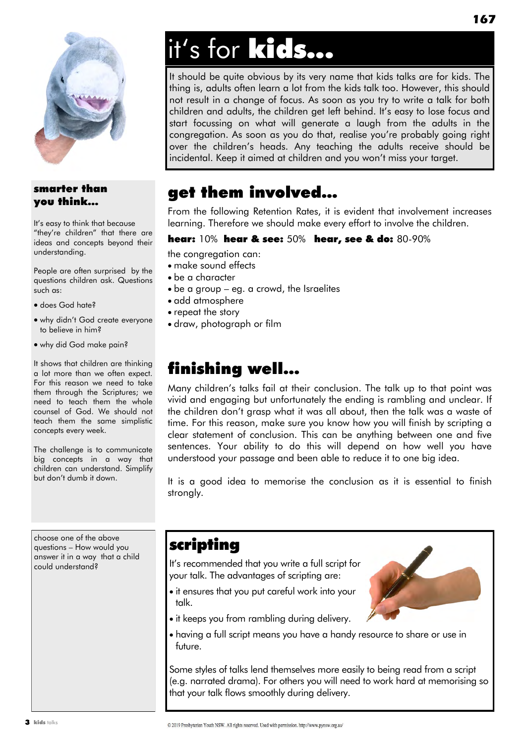# it's for **kids...**

It should be quite obvious by its very name that kids talks are for kids. The thing is, adults often learn a lot from the kids talk too. However, this should not result in a change of focus. As soon as you try to write a talk for both children and adults, the children get left behind. It's easy to lose focus and start focussing on what will generate a laugh from the adults in the congregation. As soon as you do that, realise you're probably going right over the children's heads. Any teaching the adults receive should be incidental. Keep it aimed at children and you won't miss your target.

### smarter than you think...

It's easy to think that because "they're children" that there are ideas and concepts beyond their understanding.

People are often surprised by the questions children ask. Questions such as:

- does God hate?
- why didn't God create everyone to believe in him?
- why did God make pain?

It shows that children are thinking a lot more than we often expect. For this reason we need to take them through the Scriptures; we need to teach them the whole counsel of God. We should not teach them the same simplistic concepts every week.

The challenge is to communicate big concepts in a way that children can understand. Simplify but don't dumb it down.

choose one of the above questions – How would you answer it in a way that a child could understand?

## get them involved...

From the following Retention Rates, it is evident that involvement increases learning. Therefore we should make every effort to involve the children.

**hear:** 10% **hear & see:** 50% **hear, see & do:** 80-90%

the congregation can:

- make sound effects
- be a character
- be a group – eg. a crowd, the Israelites
- add atmosphere
- repeat the story
- draw, photograph or film

## finishing well...

Many children's talks fail at their conclusion. The talk up to that point was vivid and engaging but unfortunately the ending is rambling and unclear. If the children don't grasp what it was all about, then the talk was a waste of time. For this reason, make sure you know how you will finish by scripting a clear statement of conclusion. This can be anything between one and five sentences. Your ability to do this will depend on how well you have understood your passage and been able to reduce it to one big idea.

It is a good idea to memorise the conclusion as it is essential to finish strongly.

## scripting

It's recommended that you write a full script for your talk. The advantages of scripting are:

- it ensures that you put careful work into your talk.
- it keeps you from rambling during delivery.
- having a full script means you have a handy resource to share or use in future.

Some styles of talks lend themselves more easily to being read from a script (e.g. narrated drama). For others you will need to work hard at memorising so that your talk flows smoothly during delivery.

© 2019 Presbyterian Youth NSW. All rights reserved. Used with permission. http://www.pynsw.org.au/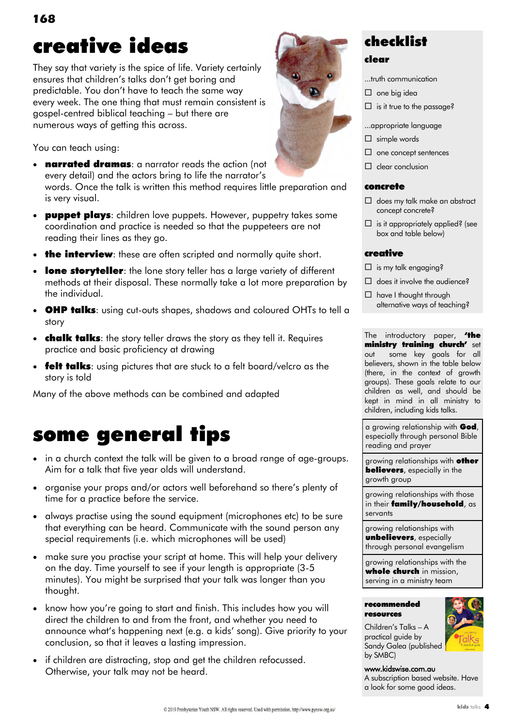# creative ideas

They say that variety is the spice of life. Variety certainly ensures that children's talks don't get boring and predictable. You don't have to teach the same way every week. The one thing that must remain consistent is gospel-centred biblical teaching – but there are numerous ways of getting this across.

You can teach using:

- **narrated dramas**: a narrator reads the action (not every detail) and the actors bring to life the narrator's words. Once the talk is written this method requires little preparation and is very visual.
- **puppet plays**: children love puppets. However, puppetry takes some coordination and practice is needed so that the puppeteers are not reading their lines as they go.
- **the interview**: these are often scripted and normally quite short.
- **lone storyteller**: the lone story teller has a large variety of different methods at their disposal. These normally take a lot more preparation by the individual.
- **OHP talks**: using cut-outs shapes, shadows and coloured OHTs to tell a story
- **chalk talks**: the story teller draws the story as they tell it. Requires practice and basic proficiency at drawing
- **felt talks**: using pictures that are stuck to a felt board/velcro as the story is told

Many of the above methods can be combined and adapted

# some general tips

- in a church context the talk will be given to a broad range of age-groups. Aim for a talk that five year olds will understand.
- organise your props and/or actors well beforehand so there's plenty of time for a practice before the service.
- always practise using the sound equipment (microphones etc) to be sure that everything can be heard. Communicate with the sound person any special requirements (i.e. which microphones will be used)
- make sure you practise your script at home. This will help your delivery on the day. Time yourself to see if your length is appropriate (3-5 minutes). You might be surprised that your talk was longer than you thought.
- know how you're going to start and finish. This includes how you will direct the children to and from the front, and whether you need to announce what's happening next (e.g. a kids' song). Give priority to your conclusion, so that it leaves a lasting impression.
- if children are distracting, stop and get the children refocussed. Otherwise, your talk may not be heard.

## checklist

### clear

...truth communication

- ☐ one big idea
- ☐ is it true to the passage?

...appropriate language

- ☐ simple words
- ☐ one concept sentences
- ☐ clear conclusion

### concrete

- ☐ does my talk make an abstract concept concrete?
- ☐ is it appropriately applied? (see box and table below)

### creative

- ☐ is my talk engaging?
- ☐ does it involve the audience?
- ☐ have I thought through alternative ways of teaching?

The introductory paper, **'the ministry training church'** set out some key goals for all believers, shown in the table below (there, in the context of growth groups). These goals relate to our children as well, and should be kept in mind in all ministry to children, including kids talks.

| |
|---|
| a growing relationship with **God**, especially through personal Bible reading and prayer |
| growing relationships with **other believers**, especially in the growth group |
| growing relationships with those in their **family/household**, as servants |
| growing relationships with **unbelievers**, especially through personal evangelism |
| growing relationships with the **whole church** in mission, serving in a ministry team |

### recommended resources

Children's Talks – A practical guide by Sandy Galea (published by SMBC)

www.kidswise.com.au
A subscription based website. Have a look for some good ideas.

© 2019 Presbyterian Youth NSW. All rights reserved. Used with permission. http://www.pynsw.org.au/